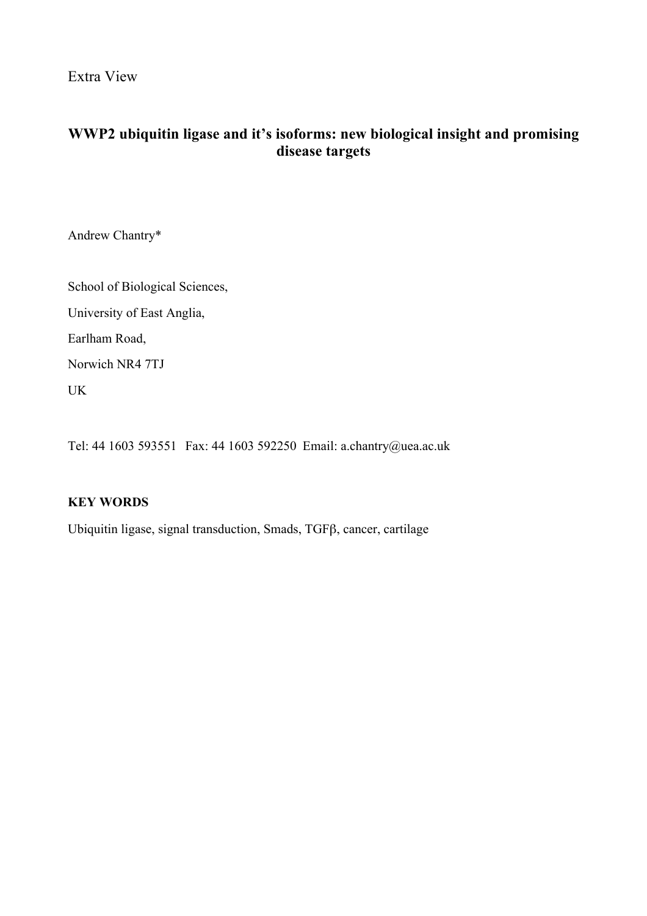Extra View

# WWP2 ubiquitin ligase and it's isoforms: new biological insight and promising disease targets

Andrew Chantry*

School of Biological Sciences,

University of East Anglia,

Earlham Road,

Norwich NR4 7TJ

UK

Tel: 44 1603 593551 Fax: 44 1603 592250 Email: a.chantry@uea.ac.uk

**KEY WORDS**

Ubiquitin ligase, signal transduction, Smads, TGFβ, cancer, cartilage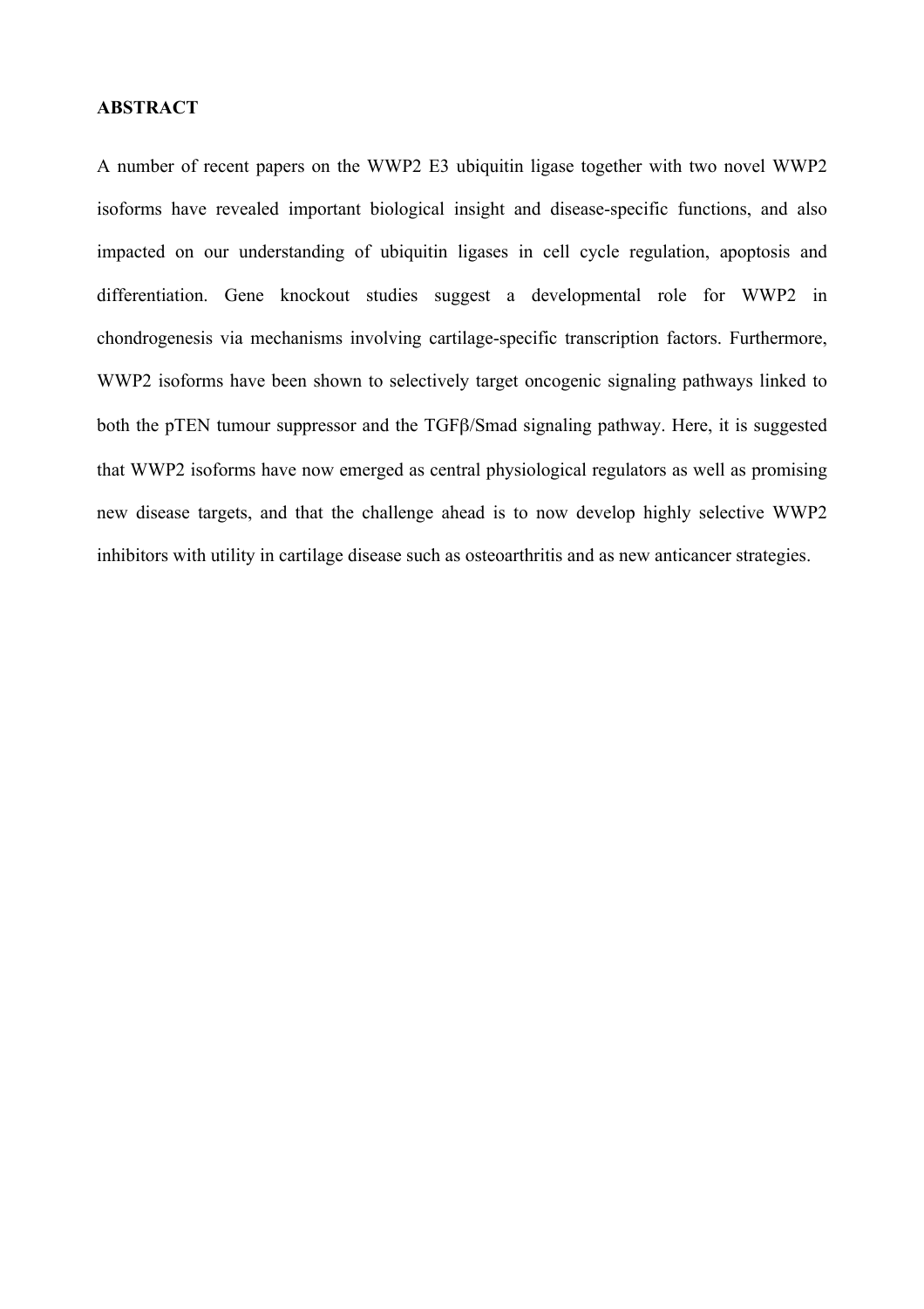**ABSTRACT**

A number of recent papers on the WWP2 E3 ubiquitin ligase together with two novel WWP2 isoforms have revealed important biological insight and disease-specific functions, and also impacted on our understanding of ubiquitin ligases in cell cycle regulation, apoptosis and differentiation. Gene knockout studies suggest a developmental role for WWP2 in chondrogenesis via mechanisms involving cartilage-specific transcription factors. Furthermore, WWP2 isoforms have been shown to selectively target oncogenic signaling pathways linked to both the pTEN tumour suppressor and the TGFβ/Smad signaling pathway. Here, it is suggested that WWP2 isoforms have now emerged as central physiological regulators as well as promising new disease targets, and that the challenge ahead is to now develop highly selective WWP2 inhibitors with utility in cartilage disease such as osteoarthritis and as new anticancer strategies.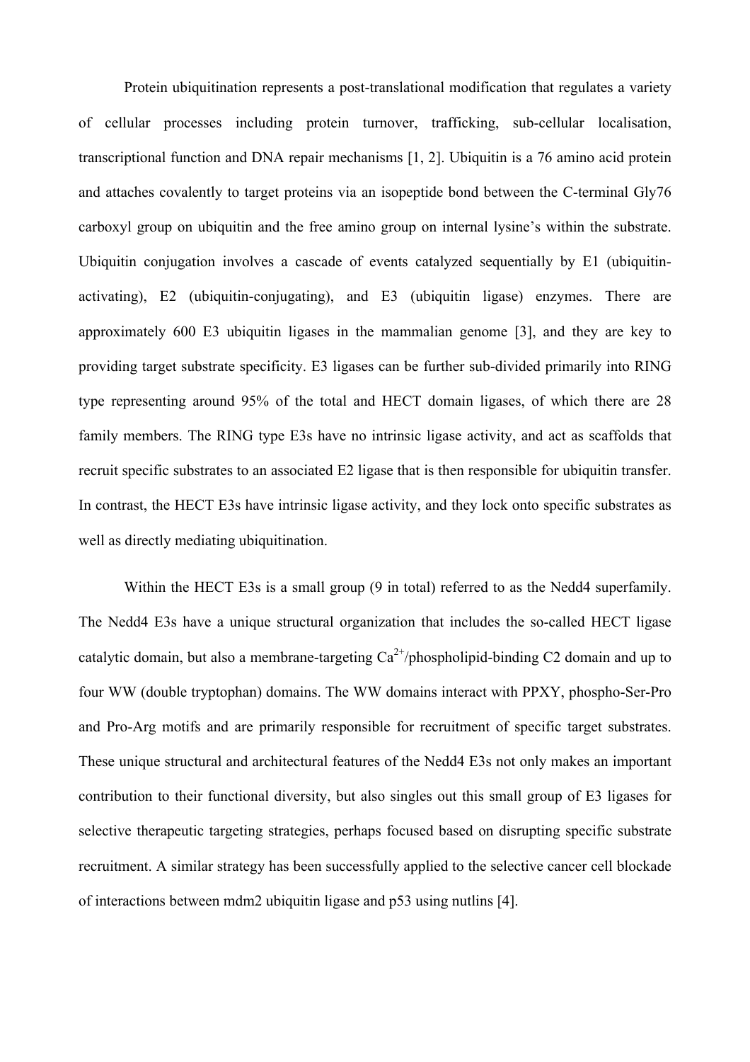Protein ubiquitination represents a post-translational modification that regulates a variety of cellular processes including protein turnover, trafficking, sub-cellular localisation, transcriptional function and DNA repair mechanisms [1, 2]. Ubiquitin is a 76 amino acid protein and attaches covalently to target proteins via an isopeptide bond between the C-terminal Gly76 carboxyl group on ubiquitin and the free amino group on internal lysine's within the substrate. Ubiquitin conjugation involves a cascade of events catalyzed sequentially by E1 (ubiquitin-activating), E2 (ubiquitin-conjugating), and E3 (ubiquitin ligase) enzymes. There are approximately 600 E3 ubiquitin ligases in the mammalian genome [3], and they are key to providing target substrate specificity. E3 ligases can be further sub-divided primarily into RING type representing around 95% of the total and HECT domain ligases, of which there are 28 family members. The RING type E3s have no intrinsic ligase activity, and act as scaffolds that recruit specific substrates to an associated E2 ligase that is then responsible for ubiquitin transfer. In contrast, the HECT E3s have intrinsic ligase activity, and they lock onto specific substrates as well as directly mediating ubiquitination.

Within the HECT E3s is a small group (9 in total) referred to as the Nedd4 superfamily. The Nedd4 E3s have a unique structural organization that includes the so-called HECT ligase catalytic domain, but also a membrane-targeting $Ca^{2+}$/phospholipid-binding C2 domain and up to four WW (double tryptophan) domains. The WW domains interact with PPXY, phospho-Ser-Pro and Pro-Arg motifs and are primarily responsible for recruitment of specific target substrates. These unique structural and architectural features of the Nedd4 E3s not only makes an important contribution to their functional diversity, but also singles out this small group of E3 ligases for selective therapeutic targeting strategies, perhaps focused based on disrupting specific substrate recruitment. A similar strategy has been successfully applied to the selective cancer cell blockade of interactions between mdm2 ubiquitin ligase and p53 using nutlins [4].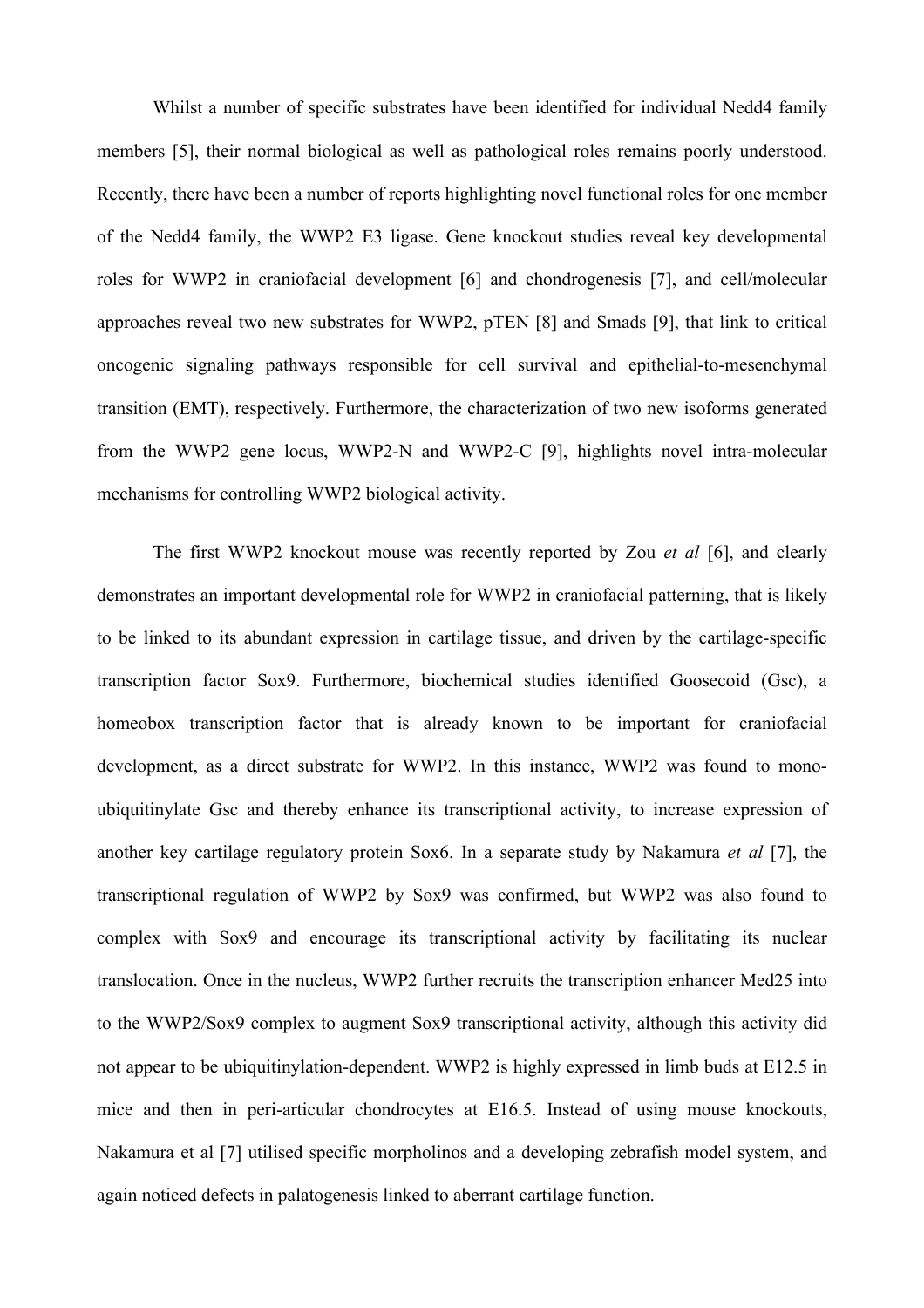Whilst a number of specific substrates have been identified for individual Nedd4 family members [5], their normal biological as well as pathological roles remains poorly understood. Recently, there have been a number of reports highlighting novel functional roles for one member of the Nedd4 family, the WWP2 E3 ligase. Gene knockout studies reveal key developmental roles for WWP2 in craniofacial development [6] and chondrogenesis [7], and cell/molecular approaches reveal two new substrates for WWP2, pTEN [8] and Smads [9], that link to critical oncogenic signaling pathways responsible for cell survival and epithelial-to-mesenchymal transition (EMT), respectively. Furthermore, the characterization of two new isoforms generated from the WWP2 gene locus, WWP2-N and WWP2-C [9], highlights novel intra-molecular mechanisms for controlling WWP2 biological activity.

The first WWP2 knockout mouse was recently reported by Zou *et al* [6], and clearly demonstrates an important developmental role for WWP2 in craniofacial patterning, that is likely to be linked to its abundant expression in cartilage tissue, and driven by the cartilage-specific transcription factor Sox9. Furthermore, biochemical studies identified Goosecoid (Gsc), a homeobox transcription factor that is already known to be important for craniofacial development, as a direct substrate for WWP2. In this instance, WWP2 was found to mono-ubiquitinylate Gsc and thereby enhance its transcriptional activity, to increase expression of another key cartilage regulatory protein Sox6. In a separate study by Nakamura *et al* [7], the transcriptional regulation of WWP2 by Sox9 was confirmed, but WWP2 was also found to complex with Sox9 and encourage its transcriptional activity by facilitating its nuclear translocation. Once in the nucleus, WWP2 further recruits the transcription enhancer Med25 into to the WWP2/Sox9 complex to augment Sox9 transcriptional activity, although this activity did not appear to be ubiquitinylation-dependent. WWP2 is highly expressed in limb buds at E12.5 in mice and then in peri-articular chondrocytes at E16.5. Instead of using mouse knockouts, Nakamura et al [7] utilised specific morpholinos and a developing zebrafish model system, and again noticed defects in palatogenesis linked to aberrant cartilage function.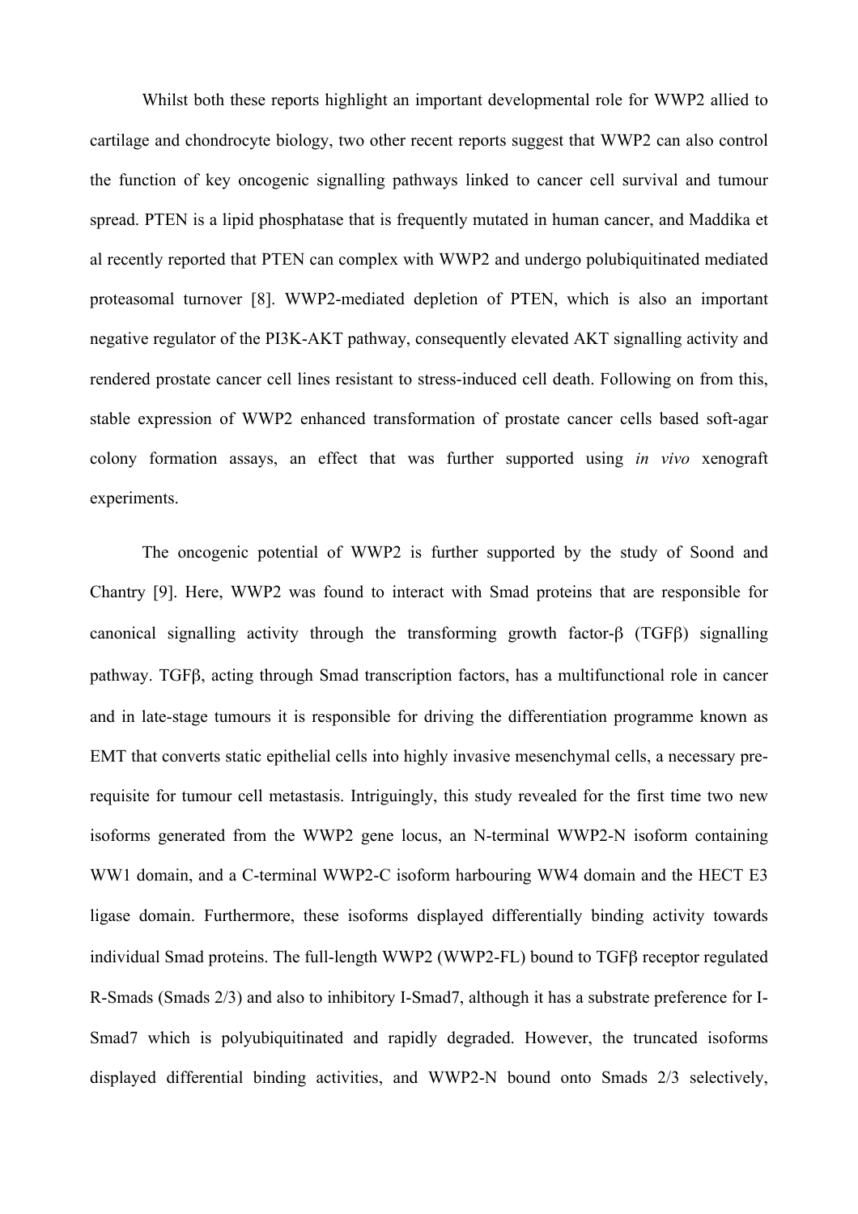Whilst both these reports highlight an important developmental role for WWP2 allied to cartilage and chondrocyte biology, two other recent reports suggest that WWP2 can also control the function of key oncogenic signalling pathways linked to cancer cell survival and tumour spread. PTEN is a lipid phosphatase that is frequently mutated in human cancer, and Maddika et al recently reported that PTEN can complex with WWP2 and undergo polubiquitinated mediated proteasomal turnover [8]. WWP2-mediated depletion of PTEN, which is also an important negative regulator of the PI3K-AKT pathway, consequently elevated AKT signalling activity and rendered prostate cancer cell lines resistant to stress-induced cell death. Following on from this, stable expression of WWP2 enhanced transformation of prostate cancer cells based soft-agar colony formation assays, an effect that was further supported using *in vivo* xenograft experiments.

The oncogenic potential of WWP2 is further supported by the study of Soond and Chantry [9]. Here, WWP2 was found to interact with Smad proteins that are responsible for canonical signalling activity through the transforming growth factor-β (TGFβ) signalling pathway. TGFβ, acting through Smad transcription factors, has a multifunctional role in cancer and in late-stage tumours it is responsible for driving the differentiation programme known as EMT that converts static epithelial cells into highly invasive mesenchymal cells, a necessary pre-requisite for tumour cell metastasis. Intriguingly, this study revealed for the first time two new isoforms generated from the WWP2 gene locus, an N-terminal WWP2-N isoform containing WW1 domain, and a C-terminal WWP2-C isoform harbouring WW4 domain and the HECT E3 ligase domain. Furthermore, these isoforms displayed differentially binding activity towards individual Smad proteins. The full-length WWP2 (WWP2-FL) bound to TGFβ receptor regulated R-Smads (Smads 2/3) and also to inhibitory I-Smad7, although it has a substrate preference for I-Smad7 which is polyubiquitinated and rapidly degraded. However, the truncated isoforms displayed differential binding activities, and WWP2-N bound onto Smads 2/3 selectively,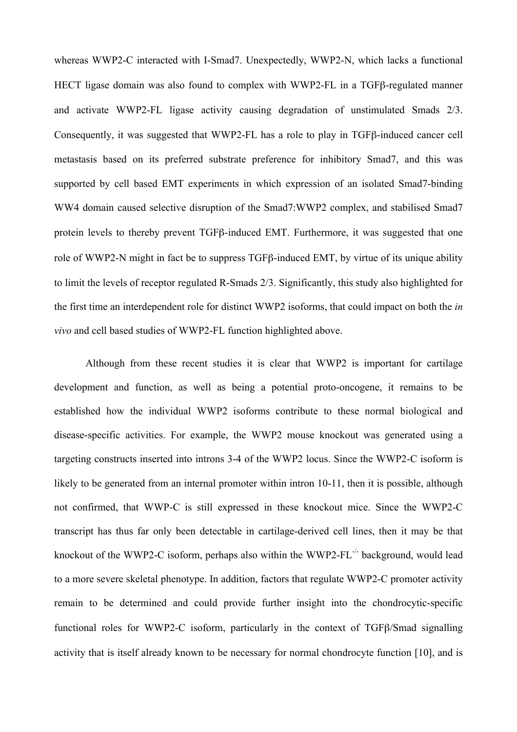whereas WWP2-C interacted with I-Smad7. Unexpectedly, WWP2-N, which lacks a functional HECT ligase domain was also found to complex with WWP2-FL in a TGFβ-regulated manner and activate WWP2-FL ligase activity causing degradation of unstimulated Smads 2/3. Consequently, it was suggested that WWP2-FL has a role to play in TGFβ-induced cancer cell metastasis based on its preferred substrate preference for inhibitory Smad7, and this was supported by cell based EMT experiments in which expression of an isolated Smad7-binding WW4 domain caused selective disruption of the Smad7:WWP2 complex, and stabilised Smad7 protein levels to thereby prevent TGFβ-induced EMT. Furthermore, it was suggested that one role of WWP2-N might in fact be to suppress TGFβ-induced EMT, by virtue of its unique ability to limit the levels of receptor regulated R-Smads 2/3. Significantly, this study also highlighted for the first time an interdependent role for distinct WWP2 isoforms, that could impact on both the *in vivo* and cell based studies of WWP2-FL function highlighted above.

Although from these recent studies it is clear that WWP2 is important for cartilage development and function, as well as being a potential proto-oncogene, it remains to be established how the individual WWP2 isoforms contribute to these normal biological and disease-specific activities. For example, the WWP2 mouse knockout was generated using a targeting constructs inserted into introns 3-4 of the WWP2 locus. Since the WWP2-C isoform is likely to be generated from an internal promoter within intron 10-11, then it is possible, although not confirmed, that WWP-C is still expressed in these knockout mice. Since the WWP2-C transcript has thus far only been detectable in cartilage-derived cell lines, then it may be that knockout of the WWP2-C isoform, perhaps also within the WWP2-FL$^{-/-}$ background, would lead to a more severe skeletal phenotype. In addition, factors that regulate WWP2-C promoter activity remain to be determined and could provide further insight into the chondrocytic-specific functional roles for WWP2-C isoform, particularly in the context of TGFβ/Smad signalling activity that is itself already known to be necessary for normal chondrocyte function [10], and is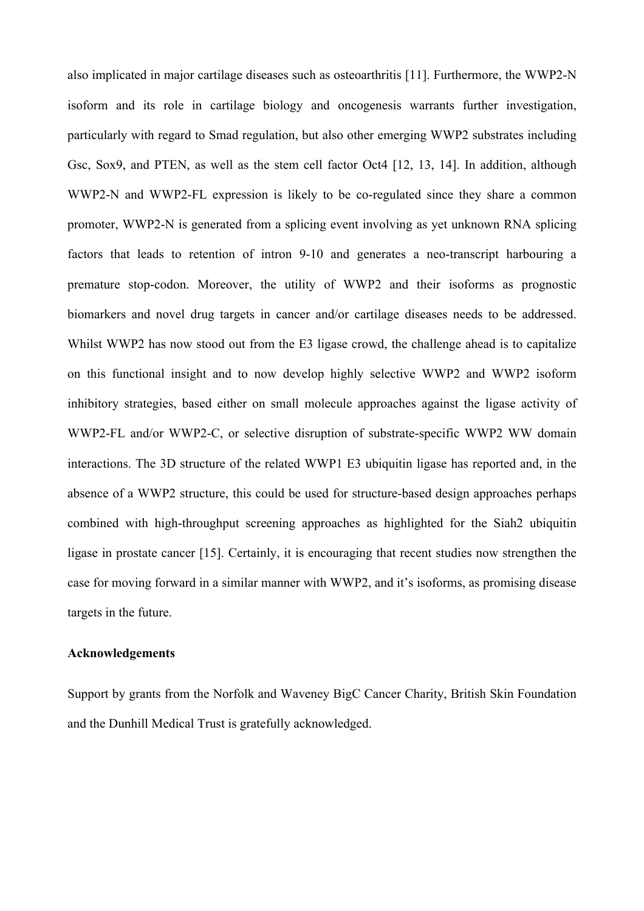also implicated in major cartilage diseases such as osteoarthritis [11]. Furthermore, the WWP2-N isoform and its role in cartilage biology and oncogenesis warrants further investigation, particularly with regard to Smad regulation, but also other emerging WWP2 substrates including Gsc, Sox9, and PTEN, as well as the stem cell factor Oct4 [12, 13, 14]. In addition, although WWP2-N and WWP2-FL expression is likely to be co-regulated since they share a common promoter, WWP2-N is generated from a splicing event involving as yet unknown RNA splicing factors that leads to retention of intron 9-10 and generates a neo-transcript harbouring a premature stop-codon. Moreover, the utility of WWP2 and their isoforms as prognostic biomarkers and novel drug targets in cancer and/or cartilage diseases needs to be addressed. Whilst WWP2 has now stood out from the E3 ligase crowd, the challenge ahead is to capitalize on this functional insight and to now develop highly selective WWP2 and WWP2 isoform inhibitory strategies, based either on small molecule approaches against the ligase activity of WWP2-FL and/or WWP2-C, or selective disruption of substrate-specific WWP2 WW domain interactions. The 3D structure of the related WWP1 E3 ubiquitin ligase has reported and, in the absence of a WWP2 structure, this could be used for structure-based design approaches perhaps combined with high-throughput screening approaches as highlighted for the Siah2 ubiquitin ligase in prostate cancer [15]. Certainly, it is encouraging that recent studies now strengthen the case for moving forward in a similar manner with WWP2, and it's isoforms, as promising disease targets in the future.

**Acknowledgements**

Support by grants from the Norfolk and Waveney BigC Cancer Charity, British Skin Foundation and the Dunhill Medical Trust is gratefully acknowledged.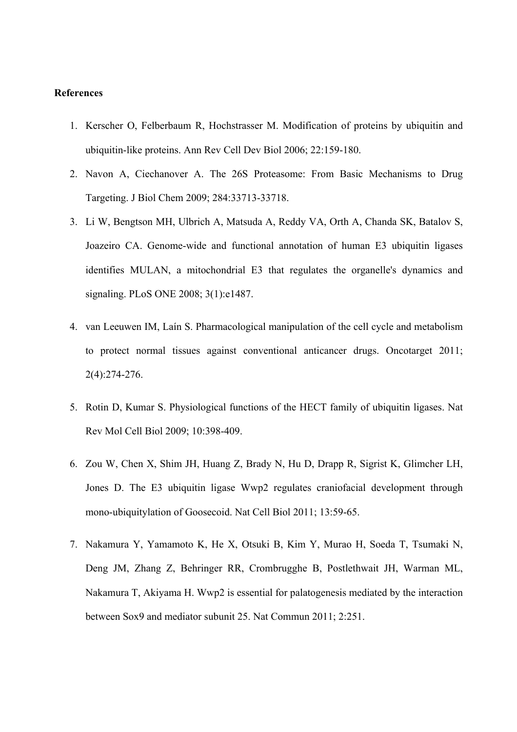**References**

1. Kerscher O, Felberbaum R, Hochstrasser M. Modification of proteins by ubiquitin and ubiquitin-like proteins. Ann Rev Cell Dev Biol 2006; 22:159-180.
2. Navon A, Ciechanover A. The 26S Proteasome: From Basic Mechanisms to Drug Targeting. J Biol Chem 2009; 284:33713-33718.
3. Li W, Bengtson MH, Ulbrich A, Matsuda A, Reddy VA, Orth A, Chanda SK, Batalov S, Joazeiro CA. Genome-wide and functional annotation of human E3 ubiquitin ligases identifies MULAN, a mitochondrial E3 that regulates the organelle's dynamics and signaling. PLoS ONE 2008; 3(1):e1487.
4. van Leeuwen IM, Laín S. Pharmacological manipulation of the cell cycle and metabolism to protect normal tissues against conventional anticancer drugs. Oncotarget 2011; 2(4):274-276.
5. Rotin D, Kumar S. Physiological functions of the HECT family of ubiquitin ligases. Nat Rev Mol Cell Biol 2009; 10:398-409.
6. Zou W, Chen X, Shim JH, Huang Z, Brady N, Hu D, Drapp R, Sigrist K, Glimcher LH, Jones D. The E3 ubiquitin ligase Wwp2 regulates craniofacial development through mono-ubiquitylation of Goosecoid. Nat Cell Biol 2011; 13:59-65.
7. Nakamura Y, Yamamoto K, He X, Otsuki B, Kim Y, Murao H, Soeda T, Tsumaki N, Deng JM, Zhang Z, Behringer RR, Crombrugghe B, Postlethwait JH, Warman ML, Nakamura T, Akiyama H. Wwp2 is essential for palatogenesis mediated by the interaction between Sox9 and mediator subunit 25. Nat Commun 2011; 2:251.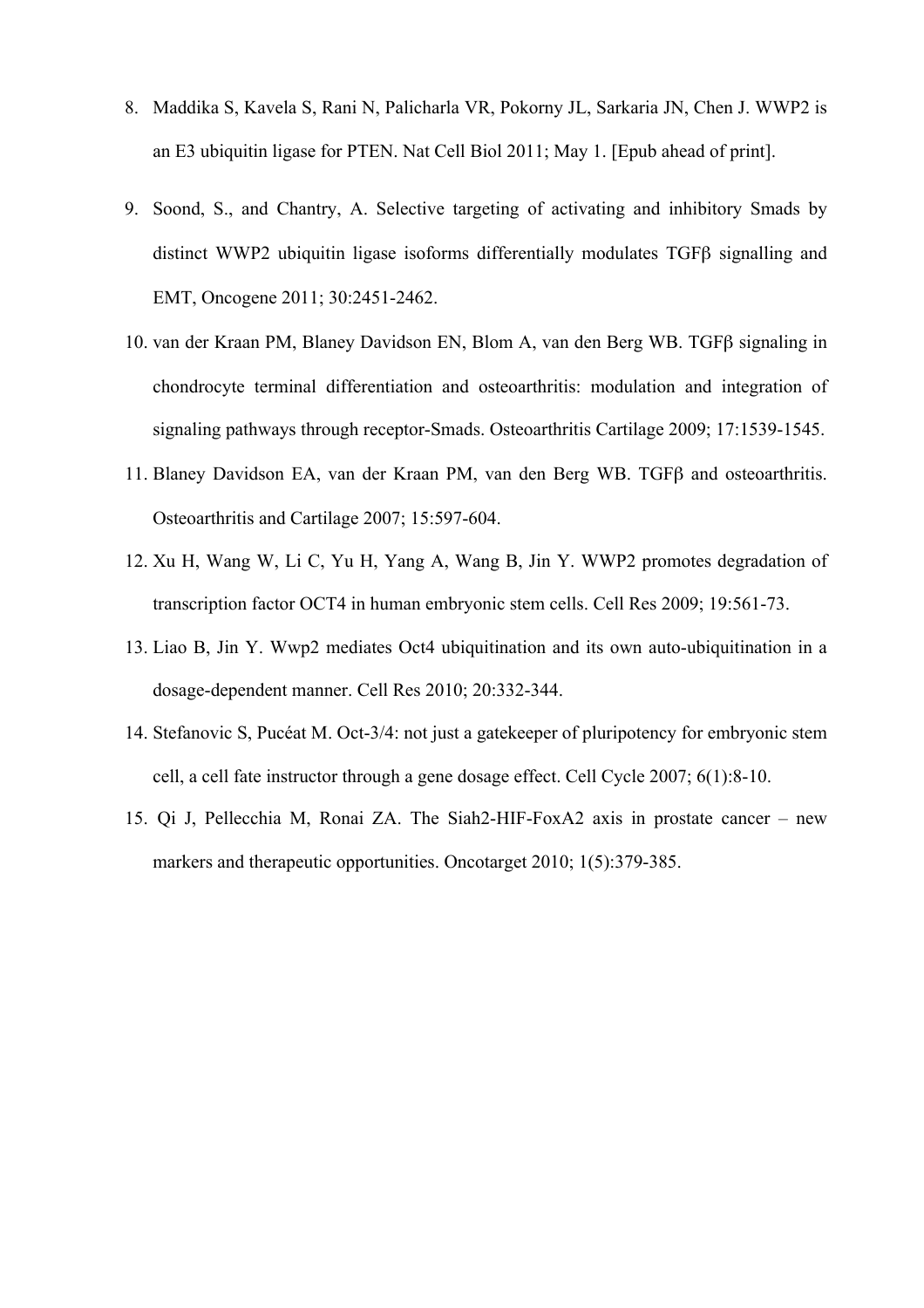8. Maddika S, Kavela S, Rani N, Palicharla VR, Pokorny JL, Sarkaria JN, Chen J. WWP2 is an E3 ubiquitin ligase for PTEN. Nat Cell Biol 2011; May 1. [Epub ahead of print].

9. Soond, S., and Chantry, A. Selective targeting of activating and inhibitory Smads by distinct WWP2 ubiquitin ligase isoforms differentially modulates TGFβ signalling and EMT, Oncogene 2011; 30:2451-2462.

10. van der Kraan PM, Blaney Davidson EN, Blom A, van den Berg WB. TGFβ signaling in chondrocyte terminal differentiation and osteoarthritis: modulation and integration of signaling pathways through receptor-Smads. Osteoarthritis Cartilage 2009; 17:1539-1545.

11. Blaney Davidson EA, van der Kraan PM, van den Berg WB. TGFβ and osteoarthritis. Osteoarthritis and Cartilage 2007; 15:597-604.

12. Xu H, Wang W, Li C, Yu H, Yang A, Wang B, Jin Y. WWP2 promotes degradation of transcription factor OCT4 in human embryonic stem cells. Cell Res 2009; 19:561-73.

13. Liao B, Jin Y. Wwp2 mediates Oct4 ubiquitination and its own auto-ubiquitination in a dosage-dependent manner. Cell Res 2010; 20:332-344.

14. Stefanovic S, Pucéat M. Oct-3/4: not just a gatekeeper of pluripotency for embryonic stem cell, a cell fate instructor through a gene dosage effect. Cell Cycle 2007; 6(1):8-10.

15. Qi J, Pellecchia M, Ronai ZA. The Siah2-HIF-FoxA2 axis in prostate cancer – new markers and therapeutic opportunities. Oncotarget 2010; 1(5):379-385.